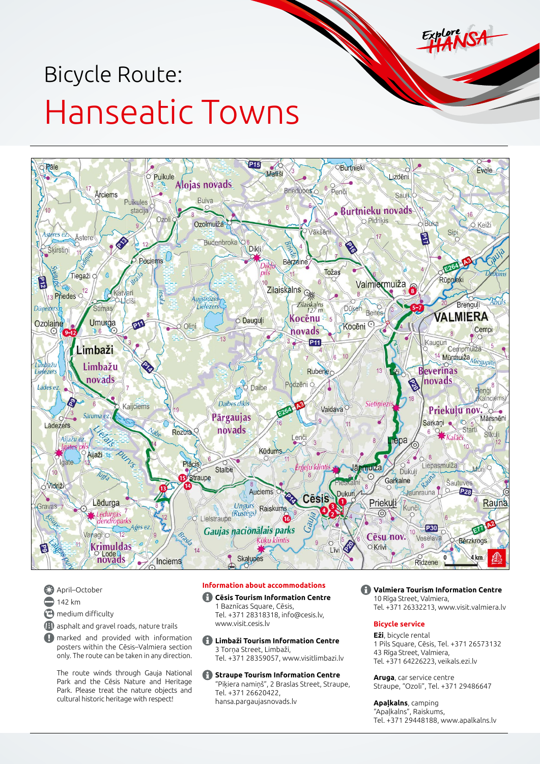# Bicycle Route:

# Hanseatic Towns

- April–October
- 142 km
- medium difficulty
- asphalt and gravel roads, nature trails
- marked and provided with information posters within the Cēsis–Valmiera section only. The route can be taken in any direction.

The route winds through Gauja National Park and the Cēsis Nature and Heritage Park. Please treat the nature objects and cultural historic heritage with respect!

### Information about accommodations

**Cēsis Tourism Information Centre**
1 Baznīcas Square, Cēsis,
Tel. +371 28318318, info@cesis.lv,
www.visit.cesis.lv

**Limbaži Tourism Information Centre**
3 Torņa Street, Limbaži,
Tel. +371 28359057, www.visitlimbazi.lv

**Straupe Tourism Information Centre**
"Piķiera namiņš", 2 Braslas Street, Straupe,
Tel. +371 26620422,
hansa.pargaujasnovads.lv

**Valmiera Tourism Information Centre**
10 Rīga Street, Valmiera,
Tel. +371 26332213, www.visit.valmiera.lv

### Bicycle service

**Eži**, bicycle rental
1 Pils Square, Cēsis, Tel. +371 26573132
43 Rīga Street, Valmiera,
Tel. +371 64226223, veikals.ezi.lv

**Aruga**, car service centre
Straupe, "Ozoli", Tel. +371 29486647

**Apaļkalns**, camping
"Apaļkalns", Raiskums,
Tel. +371 29448188, www.apalkalns.lv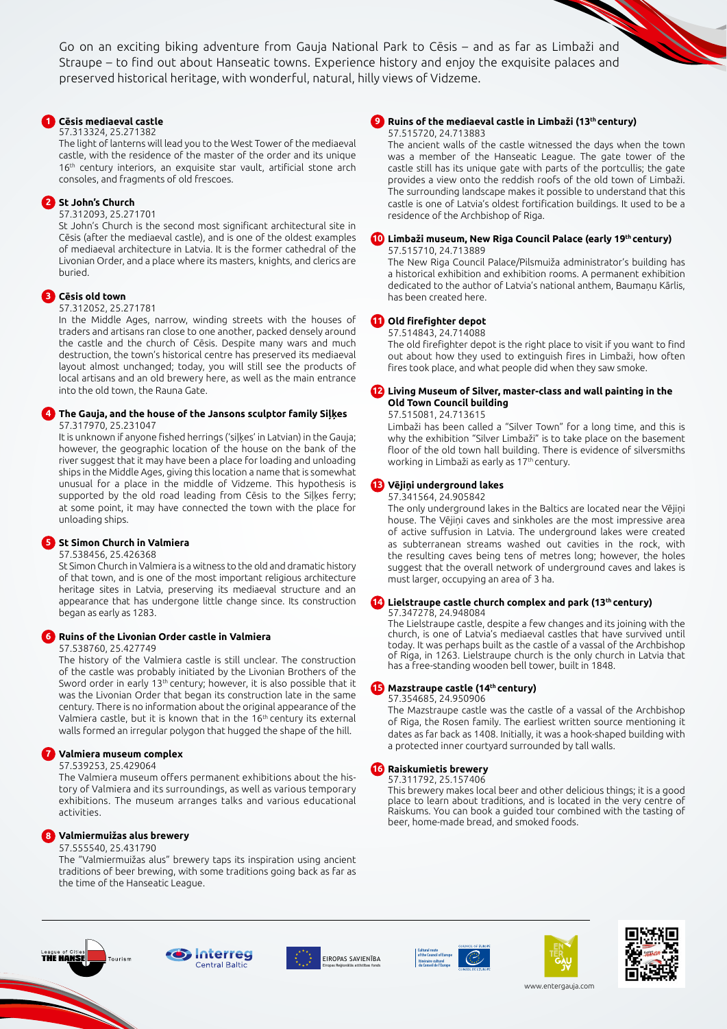Go on an exciting biking adventure from Gauja National Park to Cēsis – and as far as Limbaži and Straupe – to find out about Hanseatic towns. Experience history and enjoy the exquisite palaces and preserved historical heritage, with wonderful, natural, hilly views of Vidzeme.

### 1 Cēsis mediaeval castle

57.313324, 25.271382

The light of lanterns will lead you to the West Tower of the mediaeval castle, with the residence of the master of the order and its unique 16th century interiors, an exquisite star vault, artificial stone arch consoles, and fragments of old frescoes.

### 2 St John's Church

57.312093, 25.271701

St John's Church is the second most significant architectural site in Cēsis (after the mediaeval castle), and is one of the oldest examples of mediaeval architecture in Latvia. It is the former cathedral of the Livonian Order, and a place where its masters, knights, and clerics are buried.

### 3 Cēsis old town

57.312052, 25.271781

In the Middle Ages, narrow, winding streets with the houses of traders and artisans ran close to one another, packed densely around the castle and the church of Cēsis. Despite many wars and much destruction, the town's historical centre has preserved its mediaeval layout almost unchanged; today, you will still see the products of local artisans and an old brewery here, as well as the main entrance into the old town, the Rauna Gate.

### 4 The Gauja, and the house of the Jansons sculptor family Siļķes

57.317970, 25.231047

It is unknown if anyone fished herrings ('siļķes' in Latvian) in the Gauja; however, the geographic location of the house on the bank of the river suggest that it may have been a place for loading and unloading ships in the Middle Ages, giving this location a name that is somewhat unusual for a place in the middle of Vidzeme. This hypothesis is supported by the old road leading from Cēsis to the Siļķes ferry; at some point, it may have connected the town with the place for unloading ships.

### 5 St Simon Church in Valmiera

57.538456, 25.426368

St Simon Church in Valmiera is a witness to the old and dramatic history of that town, and is one of the most important religious architecture heritage sites in Latvia, preserving its mediaeval structure and an appearance that has undergone little change since. Its construction began as early as 1283.

### 6 Ruins of the Livonian Order castle in Valmiera

57.538760, 25.427749

The history of the Valmiera castle is still unclear. The construction of the castle was probably initiated by the Livonian Brothers of the Sword order in early 13th century; however, it is also possible that it was the Livonian Order that began its construction late in the same century. There is no information about the original appearance of the Valmiera castle, but it is known that in the 16th century its external walls formed an irregular polygon that hugged the shape of the hill.

### 7 Valmiera museum complex

57.539253, 25.429064

The Valmiera museum offers permanent exhibitions about the history of Valmiera and its surroundings, as well as various temporary exhibitions. The museum arranges talks and various educational activities.

### 8 Valmiermuižas alus brewery

57.555540, 25.431790

The "Valmiermuižas alus" brewery taps its inspiration using ancient traditions of beer brewing, with some traditions going back as far as the time of the Hanseatic League.

### 9 Ruins of the mediaeval castle in Limbaži (13th century)

57.515720, 24.713883

The ancient walls of the castle witnessed the days when the town was a member of the Hanseatic League. The gate tower of the castle still has its unique gate with parts of the portcullis; the gate provides a view onto the reddish roofs of the old town of Limbaži. The surrounding landscape makes it possible to understand that this castle is one of Latvia's oldest fortification buildings. It used to be a residence of the Archbishop of Riga.

### 10 Limbaži museum, New Riga Council Palace (early 19th century)

57.515710, 24.713889

The New Riga Council Palace/Pilsmuiža administrator's building has a historical exhibition and exhibition rooms. A permanent exhibition dedicated to the author of Latvia's national anthem, Baumaņu Kārlis, has been created here.

### 11 Old firefighter depot

57.514843, 24.714088

The old firefighter depot is the right place to visit if you want to find out about how they used to extinguish fires in Limbaži, how often fires took place, and what people did when they saw smoke.

### 12 Living Museum of Silver, master-class and wall painting in the Old Town Council building

57.515081, 24.713615

Limbaži has been called a "Silver Town" for a long time, and this is why the exhibition "Silver Limbaži" is to take place on the basement floor of the old town hall building. There is evidence of silversmiths working in Limbaži as early as 17th century.

### 13 Vējiņi underground lakes

57.341564, 24.905842

The only underground lakes in the Baltics are located near the Vējiņi house. The Vējiņi caves and sinkholes are the most impressive area of active suffusion in Latvia. The underground lakes were created as subterranean streams washed out cavities in the rock, with the resulting caves being tens of metres long; however, the holes suggest that the overall network of underground caves and lakes is must larger, occupying an area of 3 ha.

### 14 Lielstraupe castle church complex and park (13th century)

57.347278, 24.948084

The Lielstraupe castle, despite a few changes and its joining with the church, is one of Latvia's mediaeval castles that have survived until today. It was perhaps built as the castle of a vassal of the Archbishop of Riga, in 1263. Lielstraupe church is the only church in Latvia that has a free-standing wooden bell tower, built in 1848.

### 15 Mazstraupe castle (14th century)

57.354685, 24.950906

The Mazstraupe castle was the castle of a vassal of the Archbishop of Riga, the Rosen family. The earliest written source mentioning it dates as far back as 1408. Initially, it was a hook-shaped building with a protected inner courtyard surrounded by tall walls.

### 16 Raiskumietis brewery

57.311792, 25.157406

This brewery makes local beer and other delicious things; it is a good place to learn about traditions, and is located in the very centre of Raiskums. You can book a guided tour combined with the tasting of beer, home-made bread, and smoked foods.

www.entergauja.com